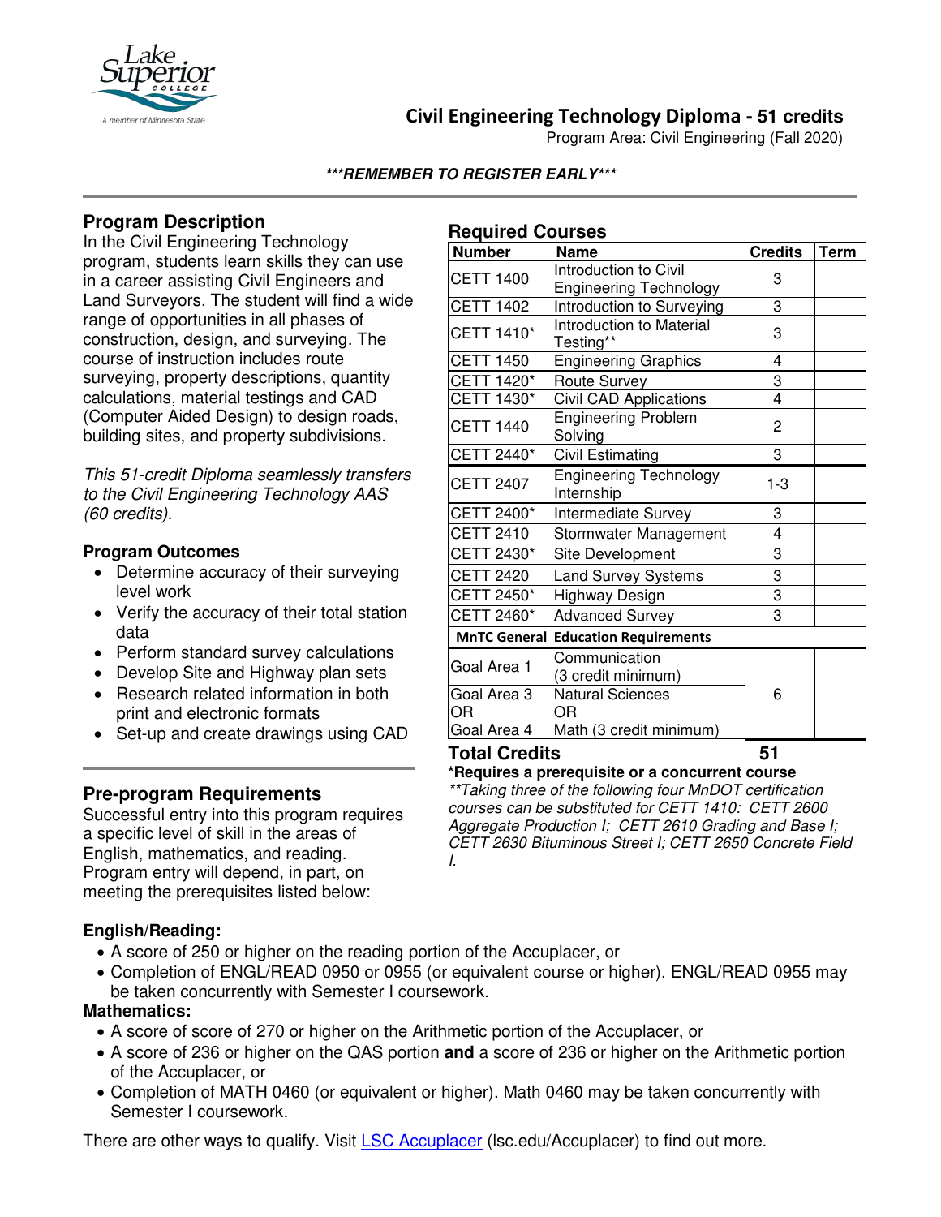# Civil Engineering Technology Diploma - 51 credits

Program Area: Civil Engineering (Fall 2020)

***REMEMBER TO REGISTER EARLY***

## Program Description

In the Civil Engineering Technology program, students learn skills they can use in a career assisting Civil Engineers and Land Surveyors. The student will find a wide range of opportunities in all phases of construction, design, and surveying. The course of instruction includes route surveying, property descriptions, quantity calculations, material testings and CAD (Computer Aided Design) to design roads, building sites, and property subdivisions.

*This 51-credit Diploma seamlessly transfers to the Civil Engineering Technology AAS (60 credits).*

### Program Outcomes

- Determine accuracy of their surveying level work
- Verify the accuracy of their total station data
- Perform standard survey calculations
- Develop Site and Highway plan sets
- Research related information in both print and electronic formats
- Set-up and create drawings using CAD

## Required Courses

| Number | Name | Credits | Term |
|---|---|---|---|
| CETT 1400 | Introduction to Civil Engineering Technology | 3 | |
| CETT 1402 | Introduction to Surveying | 3 | |
| CETT 1410* | Introduction to Material Testing** | 3 | |
| CETT 1450 | Engineering Graphics | 4 | |
| CETT 1420* | Route Survey | 3 | |
| CETT 1430* | Civil CAD Applications | 4 | |
| CETT 1440 | Engineering Problem Solving | 2 | |
| CETT 2440* | Civil Estimating | 3 | |
| CETT 2407 | Engineering Technology Internship | 1-3 | |
| CETT 2400* | Intermediate Survey | 3 | |
| CETT 2410 | Stormwater Management | 4 | |
| CETT 2430* | Site Development | 3 | |
| CETT 2420 | Land Survey Systems | 3 | |
| CETT 2450* | Highway Design | 3 | |
| CETT 2460* | Advanced Survey | 3 | |
| **MnTC General Education Requirements** | | | |
| Goal Area 1 | Communication (3 credit minimum) | 6 | |
| Goal Area 3 OR Goal Area 4 | Natural Sciences OR Math (3 credit minimum) | | |
| **Total Credits** | | **51** | |

**\*Requires a prerequisite or a concurrent course**

*\*\*Taking three of the following four MnDOT certification courses can be substituted for CETT 1410: CETT 2600 Aggregate Production I; CETT 2610 Grading and Base I; CETT 2630 Bituminous Street I; CETT 2650 Concrete Field I.*

## Pre-program Requirements

Successful entry into this program requires a specific level of skill in the areas of English, mathematics, and reading. Program entry will depend, in part, on meeting the prerequisites listed below:

### English/Reading:

- A score of 250 or higher on the reading portion of the Accuplacer, or
- Completion of ENGL/READ 0950 or 0955 (or equivalent course or higher). ENGL/READ 0955 may be taken concurrently with Semester I coursework.

### Mathematics:

- A score of score of 270 or higher on the Arithmetic portion of the Accuplacer, or
- A score of 236 or higher on the QAS portion **and** a score of 236 or higher on the Arithmetic portion of the Accuplacer, or
- Completion of MATH 0460 (or equivalent or higher). Math 0460 may be taken concurrently with Semester I coursework.

There are other ways to qualify. Visit [LSC Accuplacer](lsc.edu/Accuplacer) (lsc.edu/Accuplacer) to find out more.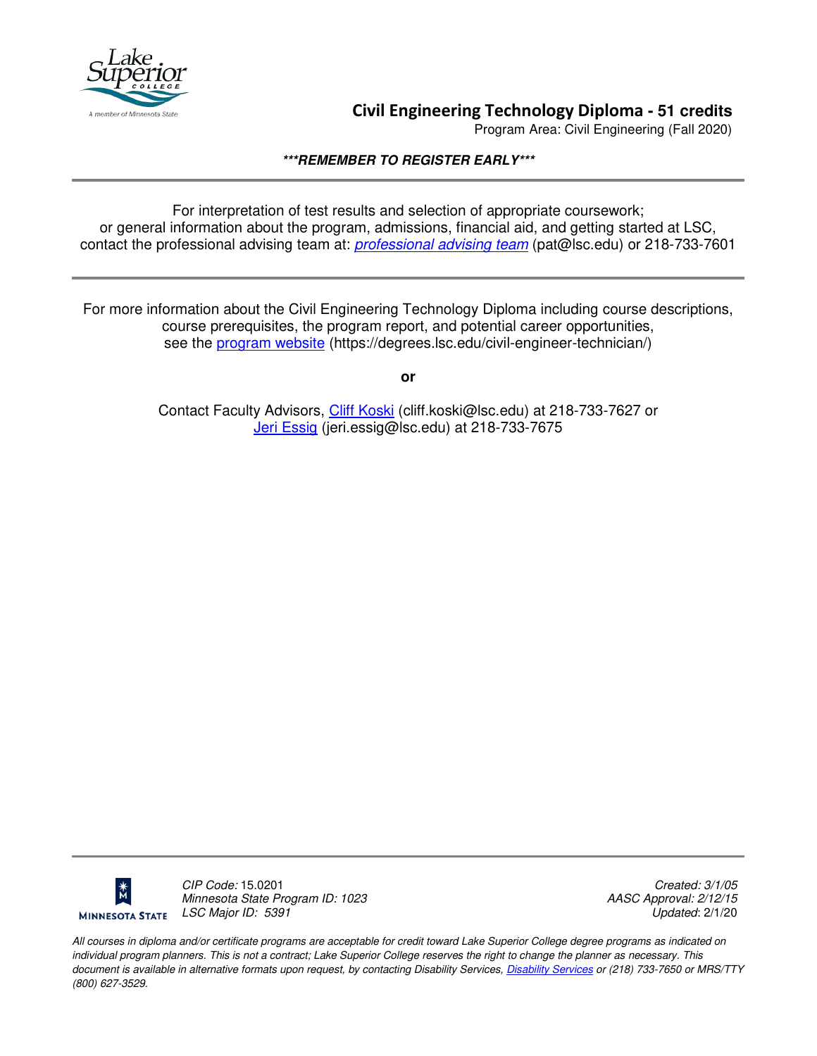## Civil Engineering Technology Diploma - 51 credits

Program Area: Civil Engineering (Fall 2020)

***REMEMBER TO REGISTER EARLY***

---

For interpretation of test results and selection of appropriate coursework; or general information about the program, admissions, financial aid, and getting started at LSC, contact the professional advising team at: *professional advising team* (pat@lsc.edu) or 218-733-7601

---

For more information about the Civil Engineering Technology Diploma including course descriptions, course prerequisites, the program report, and potential career opportunities, see the program website (https://degrees.lsc.edu/civil-engineer-technician/)

**or**

Contact Faculty Advisors, Cliff Koski (cliff.koski@lsc.edu) at 218-733-7627 or Jeri Essig (jeri.essig@lsc.edu) at 218-733-7675

---

*CIP Code:* 15.0201
*Minnesota State Program ID: 1023*
*LSC Major ID: 5391*

*Created: 3/1/05*
*AASC Approval: 2/12/15*
*Updated*: 2/1/20

*All courses in diploma and/or certificate programs are acceptable for credit toward Lake Superior College degree programs as indicated on individual program planners. This is not a contract; Lake Superior College reserves the right to change the planner as necessary. This document is available in alternative formats upon request, by contacting Disability Services, Disability Services or (218) 733-7650 or MRS/TTY (800) 627-3529.*